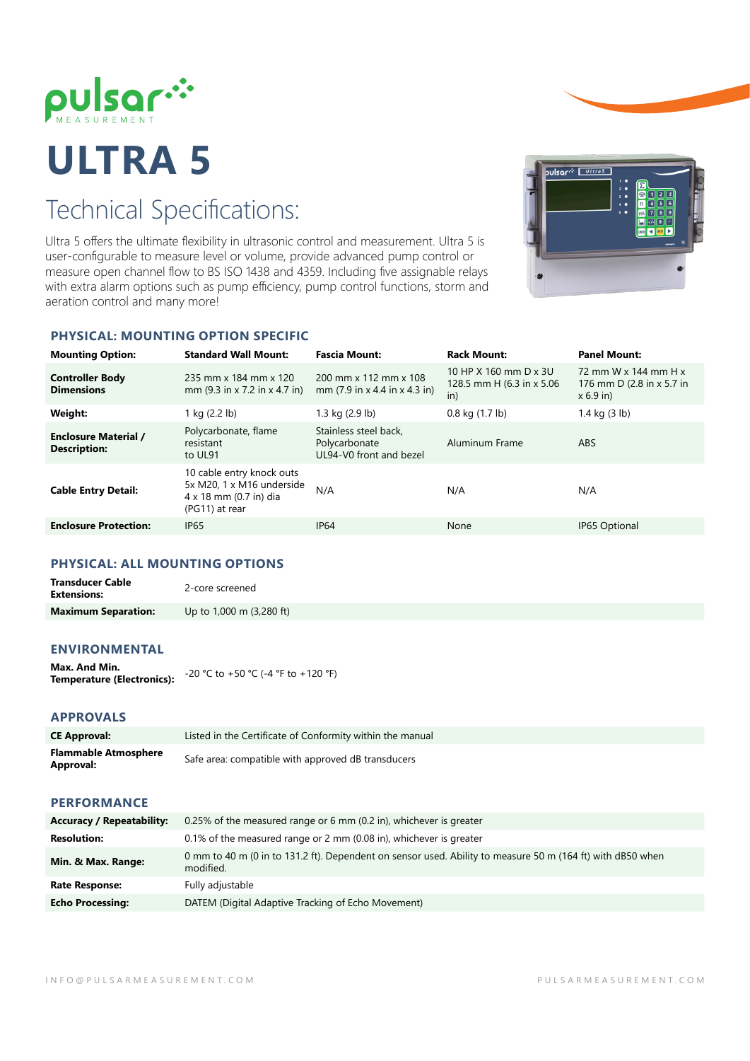pulsar MEASUREMENT

# ULTRA 5

## Technical Specifications:

Ultra 5 offers the ultimate flexibility in ultrasonic control and measurement. Ultra 5 is user-configurable to measure level or volume, provide advanced pump control or measure open channel flow to BS ISO 1438 and 4359. Including five assignable relays with extra alarm options such as pump efficiency, pump control functions, storm and aeration control and many more!

### PHYSICAL: MOUNTING OPTION SPECIFIC

| Mounting Option: | Standard Wall Mount: | Fascia Mount: | Rack Mount: | Panel Mount: |
|---|---|---|---|---|
| **Controller Body Dimensions** | 235 mm x 184 mm x 120 mm (9.3 in x 7.2 in x 4.7 in) | 200 mm x 112 mm x 108 mm (7.9 in x 4.4 in x 4.3 in) | 10 HP X 160 mm D x 3U 128.5 mm H (6.3 in x 5.06 in) | 72 mm W x 144 mm H x 176 mm D (2.8 in x 5.7 in x 6.9 in) |
| **Weight:** | 1 kg (2.2 lb) | 1.3 kg (2.9 lb) | 0.8 kg (1.7 lb) | 1.4 kg (3 lb) |
| **Enclosure Material / Description:** | Polycarbonate, flame resistant to UL91 | Stainless steel back, Polycarbonate UL94-V0 front and bezel | Aluminum Frame | ABS |
| **Cable Entry Detail:** | 10 cable entry knock outs 5x M20, 1 x M16 underside 4 x 18 mm (0.7 in) dia (PG11) at rear | N/A | N/A | N/A |
| **Enclosure Protection:** | IP65 | IP64 | None | IP65 Optional |

### PHYSICAL: ALL MOUNTING OPTIONS

| | |
|---|---|
| **Transducer Cable Extensions:** | 2-core screened |
| **Maximum Separation:** | Up to 1,000 m (3,280 ft) |

### ENVIRONMENTAL

| | |
|---|---|
| **Max. And Min. Temperature (Electronics):** | -20 °C to +50 °C (-4 °F to +120 °F) |

### APPROVALS

| | |
|---|---|
| **CE Approval:** | Listed in the Certificate of Conformity within the manual |
| **Flammable Atmosphere Approval:** | Safe area: compatible with approved dB transducers |

### PERFORMANCE

| | |
|---|---|
| **Accuracy / Repeatability:** | 0.25% of the measured range or 6 mm (0.2 in), whichever is greater |
| **Resolution:** | 0.1% of the measured range or 2 mm (0.08 in), whichever is greater |
| **Min. & Max. Range:** | 0 mm to 40 m (0 in to 131.2 ft). Dependent on sensor used. Ability to measure 50 m (164 ft) with dB50 when modified. |
| **Rate Response:** | Fully adjustable |
| **Echo Processing:** | DATEM (Digital Adaptive Tracking of Echo Movement) |

INFO@PULSARMEASUREMENT.COM PULSARMEASUREMENT.COM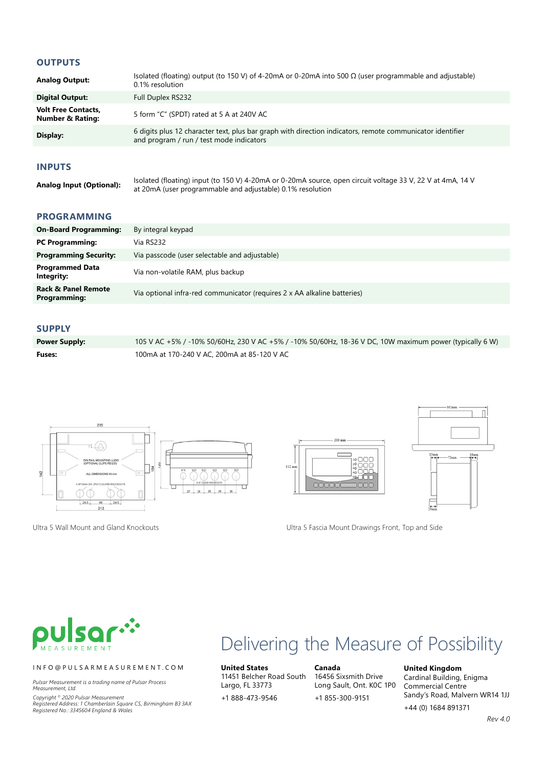## OUTPUTS

| | |
|---|---|
| **Analog Output:** | Isolated (floating) output (to 150 V) of 4-20mA or 0-20mA into 500 Ω (user programmable and adjustable) 0.1% resolution |
| **Digital Output:** | Full Duplex RS232 |
| **Volt Free Contacts, Number & Rating:** | 5 form "C" (SPDT) rated at 5 A at 240V AC |
| **Display:** | 6 digits plus 12 character text, plus bar graph with direction indicators, remote communicator identifier and program / run / test mode indicators |

## INPUTS

| | |
|---|---|
| **Analog Input (Optional):** | Isolated (floating) input (to 150 V) 4-20mA or 0-20mA source, open circuit voltage 33 V, 22 V at 4mA, 14 V at 20mA (user programmable and adjustable) 0.1% resolution |

## PROGRAMMING

| | |
|---|---|
| **On-Board Programming:** | By integral keypad |
| **PC Programming:** | Via RS232 |
| **Programming Security:** | Via passcode (user selectable and adjustable) |
| **Programmed Data Integrity:** | Via non-volatile RAM, plus backup |
| **Rack & Panel Remote Programming:** | Via optional infra-red communicator (requires 2 x AA alkaline batteries) |

## SUPPLY

| | |
|---|---|
| **Power Supply:** | 105 V AC +5% / -10% 50/60Hz, 230 V AC +5% / -10% 50/60Hz, 18-36 V DC, 10W maximum power (typically 6 W) |
| **Fuses:** | 100mA at 170-240 V AC, 200mA at 85-120 V AC |

Ultra 5 Wall Mount and Gland Knockouts

Ultra 5 Fascia Mount Drawings Front, Top and Side

pulsar MEASUREMENT

INFO@PULSARMEASUREMENT.COM

*Pulsar Measurement is a trading name of Pulsar Process Measurement, Ltd.*

*Copyright © 2020 Pulsar Measurement*
*Registered Address: 1 Chamberlain Square CS, Birmingham B3 3AX*
*Registered No.: 3345604 England & Wales*

# Delivering the Measure of Possibility

**United States**
11451 Belcher Road South
Largo, FL 33773
+1 888-473-9546

**Canada**
16456 Sixsmith Drive
Long Sault, Ont. K0C 1P0
+1 855-300-9151

**United Kingdom**
Cardinal Building, Enigma Commercial Centre
Sandy's Road, Malvern WR14 1JJ
+44 (0) 1684 891371

*Rev 4.0*